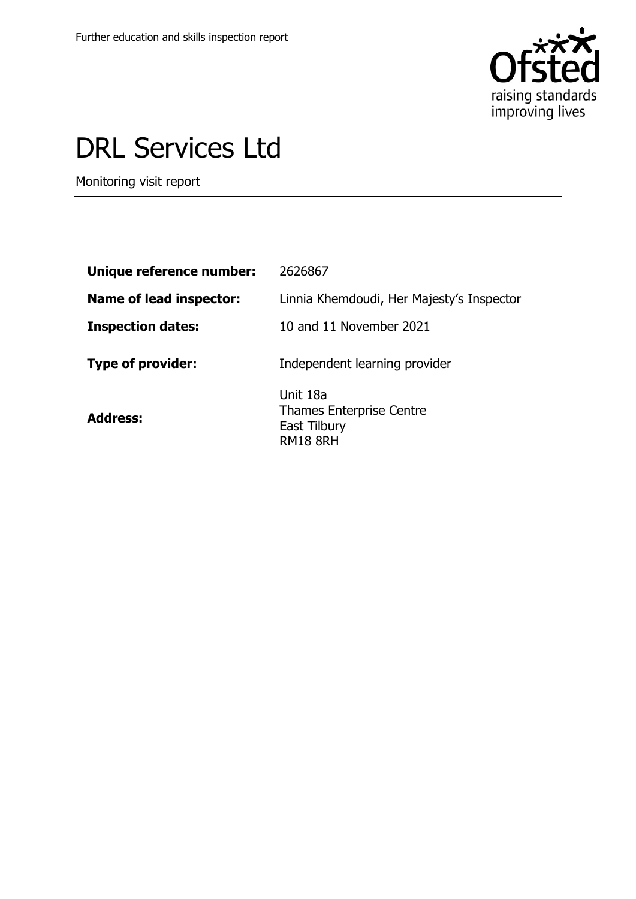Further education and skills inspection report

# DRL Services Ltd

Monitoring visit report

| | |
|---|---|
| **Unique reference number:** | 2626867 |
| **Name of lead inspector:** | Linnia Khemdoudi, Her Majesty's Inspector |
| **Inspection dates:** | 10 and 11 November 2021 |
| **Type of provider:** | Independent learning provider |
| **Address:** | Unit 18a<br>Thames Enterprise Centre<br>East Tilbury<br>RM18 8RH |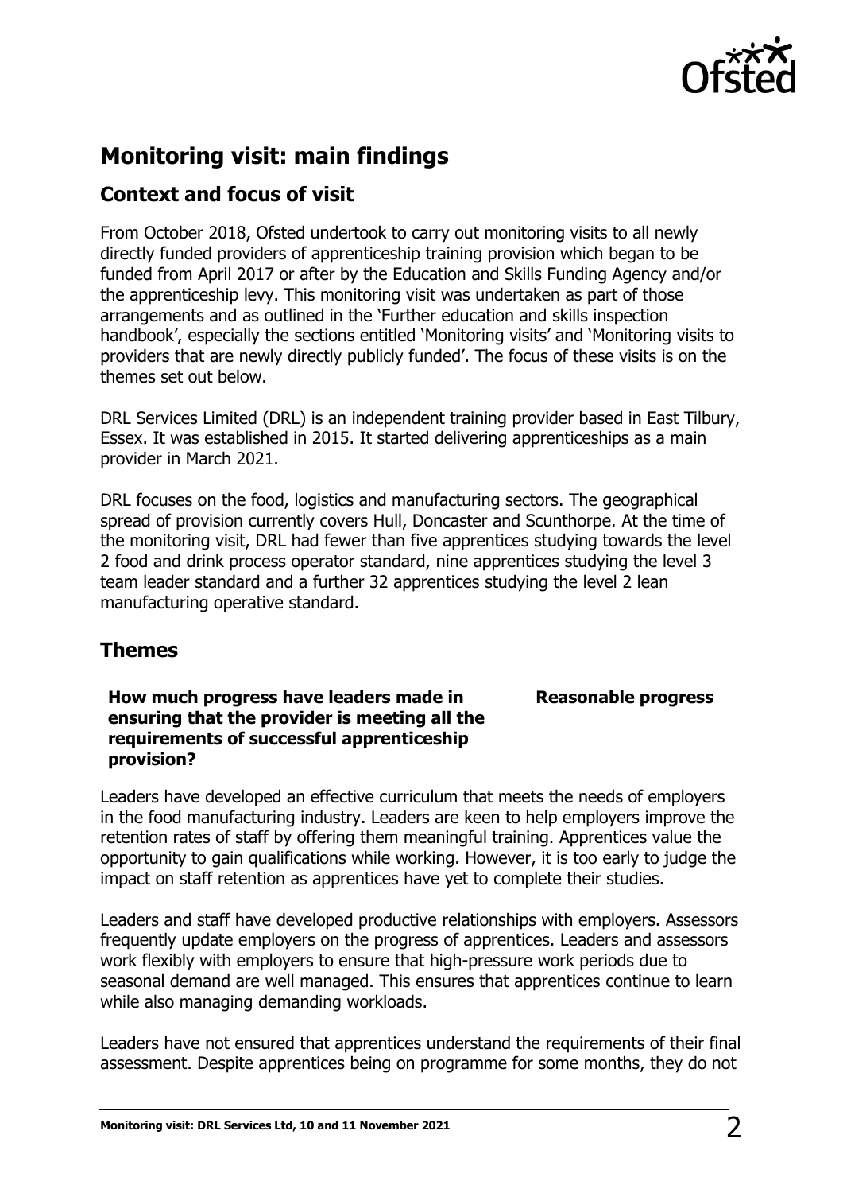## Monitoring visit: main findings

### Context and focus of visit

From October 2018, Ofsted undertook to carry out monitoring visits to all newly directly funded providers of apprenticeship training provision which began to be funded from April 2017 or after by the Education and Skills Funding Agency and/or the apprenticeship levy. This monitoring visit was undertaken as part of those arrangements and as outlined in the 'Further education and skills inspection handbook', especially the sections entitled 'Monitoring visits' and 'Monitoring visits to providers that are newly directly publicly funded'. The focus of these visits is on the themes set out below.

DRL Services Limited (DRL) is an independent training provider based in East Tilbury, Essex. It was established in 2015. It started delivering apprenticeships as a main provider in March 2021.

DRL focuses on the food, logistics and manufacturing sectors. The geographical spread of provision currently covers Hull, Doncaster and Scunthorpe. At the time of the monitoring visit, DRL had fewer than five apprentices studying towards the level 2 food and drink process operator standard, nine apprentices studying the level 3 team leader standard and a further 32 apprentices studying the level 2 lean manufacturing operative standard.

### Themes

| | |
|---|---|
| **How much progress have leaders made in ensuring that the provider is meeting all the requirements of successful apprenticeship provision?** | **Reasonable progress** |

Leaders have developed an effective curriculum that meets the needs of employers in the food manufacturing industry. Leaders are keen to help employers improve the retention rates of staff by offering them meaningful training. Apprentices value the opportunity to gain qualifications while working. However, it is too early to judge the impact on staff retention as apprentices have yet to complete their studies.

Leaders and staff have developed productive relationships with employers. Assessors frequently update employers on the progress of apprentices. Leaders and assessors work flexibly with employers to ensure that high-pressure work periods due to seasonal demand are well managed. This ensures that apprentices continue to learn while also managing demanding workloads.

Leaders have not ensured that apprentices understand the requirements of their final assessment. Despite apprentices being on programme for some months, they do not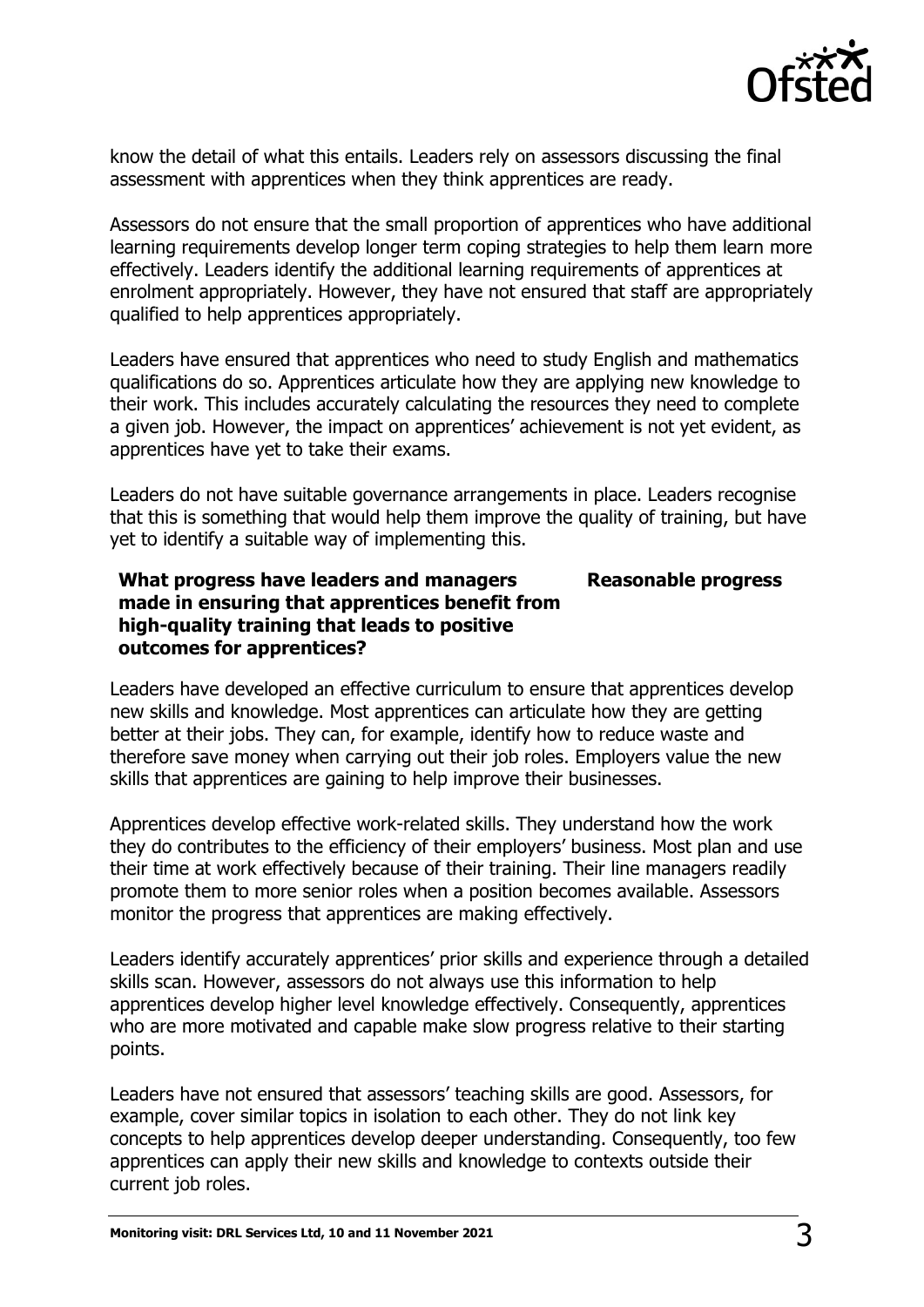know the detail of what this entails. Leaders rely on assessors discussing the final assessment with apprentices when they think apprentices are ready.

Assessors do not ensure that the small proportion of apprentices who have additional learning requirements develop longer term coping strategies to help them learn more effectively. Leaders identify the additional learning requirements of apprentices at enrolment appropriately. However, they have not ensured that staff are appropriately qualified to help apprentices appropriately.

Leaders have ensured that apprentices who need to study English and mathematics qualifications do so. Apprentices articulate how they are applying new knowledge to their work. This includes accurately calculating the resources they need to complete a given job. However, the impact on apprentices' achievement is not yet evident, as apprentices have yet to take their exams.

Leaders do not have suitable governance arrangements in place. Leaders recognise that this is something that would help them improve the quality of training, but have yet to identify a suitable way of implementing this.

| **What progress have leaders and managers made in ensuring that apprentices benefit from high-quality training that leads to positive outcomes for apprentices?** | **Reasonable progress** |
|---|---|

Leaders have developed an effective curriculum to ensure that apprentices develop new skills and knowledge. Most apprentices can articulate how they are getting better at their jobs. They can, for example, identify how to reduce waste and therefore save money when carrying out their job roles. Employers value the new skills that apprentices are gaining to help improve their businesses.

Apprentices develop effective work-related skills. They understand how the work they do contributes to the efficiency of their employers' business. Most plan and use their time at work effectively because of their training. Their line managers readily promote them to more senior roles when a position becomes available. Assessors monitor the progress that apprentices are making effectively.

Leaders identify accurately apprentices' prior skills and experience through a detailed skills scan. However, assessors do not always use this information to help apprentices develop higher level knowledge effectively. Consequently, apprentices who are more motivated and capable make slow progress relative to their starting points.

Leaders have not ensured that assessors' teaching skills are good. Assessors, for example, cover similar topics in isolation to each other. They do not link key concepts to help apprentices develop deeper understanding. Consequently, too few apprentices can apply their new skills and knowledge to contexts outside their current job roles.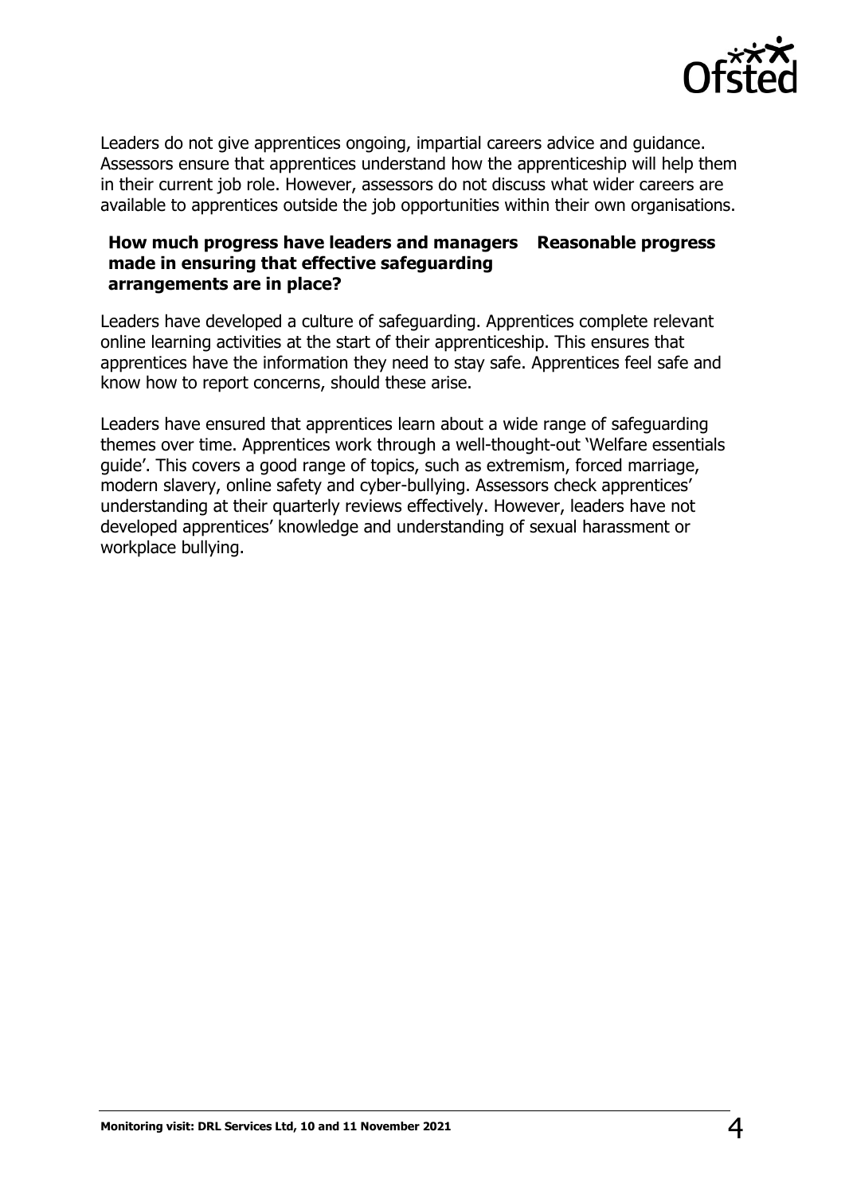Leaders do not give apprentices ongoing, impartial careers advice and guidance. Assessors ensure that apprentices understand how the apprenticeship will help them in their current job role. However, assessors do not discuss what wider careers are available to apprentices outside the job opportunities within their own organisations.

| **How much progress have leaders and managers made in ensuring that effective safeguarding arrangements are in place?** | **Reasonable progress** |
|---|---|

Leaders have developed a culture of safeguarding. Apprentices complete relevant online learning activities at the start of their apprenticeship. This ensures that apprentices have the information they need to stay safe. Apprentices feel safe and know how to report concerns, should these arise.

Leaders have ensured that apprentices learn about a wide range of safeguarding themes over time. Apprentices work through a well-thought-out 'Welfare essentials guide'. This covers a good range of topics, such as extremism, forced marriage, modern slavery, online safety and cyber-bullying. Assessors check apprentices' understanding at their quarterly reviews effectively. However, leaders have not developed apprentices' knowledge and understanding of sexual harassment or workplace bullying.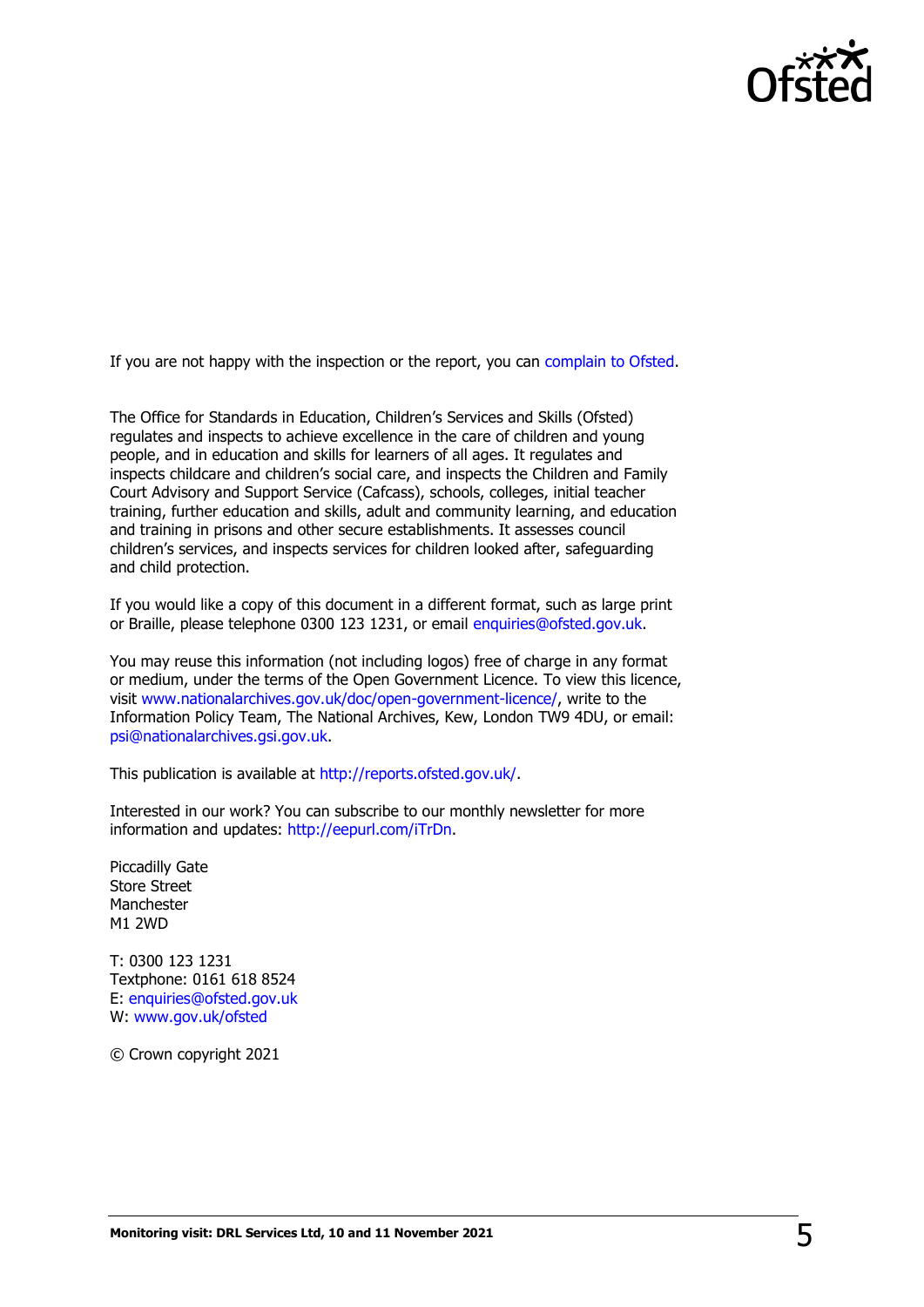If you are not happy with the inspection or the report, you can complain to Ofsted.

The Office for Standards in Education, Children's Services and Skills (Ofsted) regulates and inspects to achieve excellence in the care of children and young people, and in education and skills for learners of all ages. It regulates and inspects childcare and children's social care, and inspects the Children and Family Court Advisory and Support Service (Cafcass), schools, colleges, initial teacher training, further education and skills, adult and community learning, and education and training in prisons and other secure establishments. It assesses council children's services, and inspects services for children looked after, safeguarding and child protection.

If you would like a copy of this document in a different format, such as large print or Braille, please telephone 0300 123 1231, or email enquiries@ofsted.gov.uk.

You may reuse this information (not including logos) free of charge in any format or medium, under the terms of the Open Government Licence. To view this licence, visit www.nationalarchives.gov.uk/doc/open-government-licence/, write to the Information Policy Team, The National Archives, Kew, London TW9 4DU, or email: psi@nationalarchives.gsi.gov.uk.

This publication is available at http://reports.ofsted.gov.uk/.

Interested in our work? You can subscribe to our monthly newsletter for more information and updates: http://eepurl.com/iTrDn.

Piccadilly Gate
Store Street
Manchester
M1 2WD

T: 0300 123 1231
Textphone: 0161 618 8524
E: enquiries@ofsted.gov.uk
W: www.gov.uk/ofsted

© Crown copyright 2021